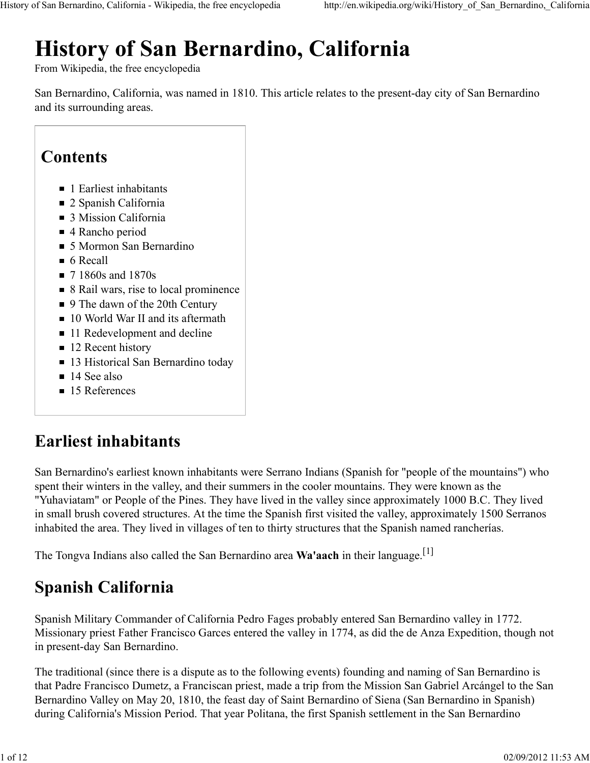# History of San Bernardino, California

From Wikipedia, the free encyclopedia

San Bernardino, California, was named in 1810. This article relates to the present-day city of San Bernardino and its surrounding areas.

## Contents

- 1 Earliest inhabitants
- 2 Spanish California
- 3 Mission California
- 4 Rancho period
- 5 Mormon San Bernardino
- 6 Recall
- 7 1860s and 1870s
- 8 Rail wars, rise to local prominence
- 9 The dawn of the 20th Century
- 10 World War II and its aftermath
- 11 Redevelopment and decline
- 12 Recent history
- 13 Historical San Bernardino today
- 14 See also
- 15 References

## Earliest inhabitants

San Bernardino's earliest known inhabitants were Serrano Indians (Spanish for "people of the mountains") who spent their winters in the valley, and their summers in the cooler mountains. They were known as the "Yuhaviatam" or People of the Pines. They have lived in the valley since approximately 1000 B.C. They lived in small brush covered structures. At the time the Spanish first visited the valley, approximately 1500 Serranos inhabited the area. They lived in villages of ten to thirty structures that the Spanish named rancherías.

The Tongva Indians also called the San Bernardino area **Wa'aach** in their language.[1]

## Spanish California

Spanish Military Commander of California Pedro Fages probably entered San Bernardino valley in 1772. Missionary priest Father Francisco Garces entered the valley in 1774, as did the de Anza Expedition, though not in present-day San Bernardino.

The traditional (since there is a dispute as to the following events) founding and naming of San Bernardino is that Padre Francisco Dumetz, a Franciscan priest, made a trip from the Mission San Gabriel Arcángel to the San Bernardino Valley on May 20, 1810, the feast day of Saint Bernardino of Siena (San Bernardino in Spanish) during California's Mission Period. That year Politana, the first Spanish settlement in the San Bernardino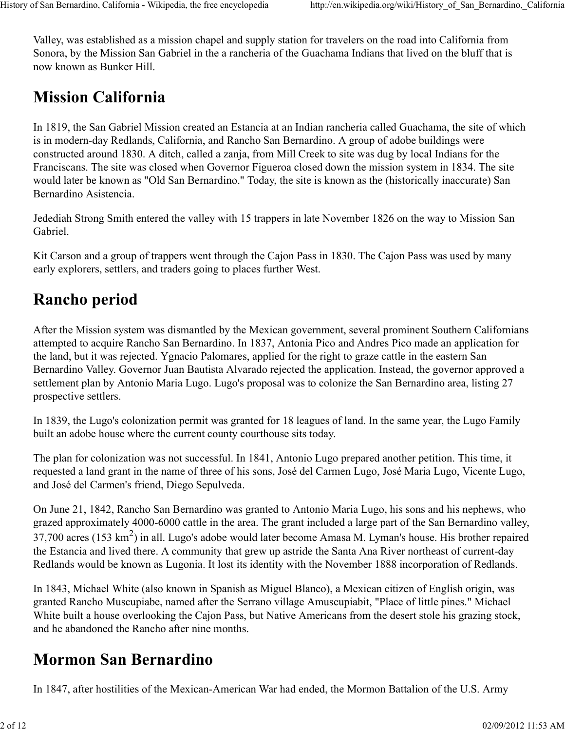Valley, was established as a mission chapel and supply station for travelers on the road into California from Sonora, by the Mission San Gabriel in the a rancheria of the Guachama Indians that lived on the bluff that is now known as Bunker Hill.

# Mission California

In 1819, the San Gabriel Mission created an Estancia at an Indian rancheria called Guachama, the site of which is in modern-day Redlands, California, and Rancho San Bernardino. A group of adobe buildings were constructed around 1830. A ditch, called a zanja, from Mill Creek to site was dug by local Indians for the Franciscans. The site was closed when Governor Figueroa closed down the mission system in 1834. The site would later be known as "Old San Bernardino." Today, the site is known as the (historically inaccurate) San Bernardino Asistencia.

Jedediah Strong Smith entered the valley with 15 trappers in late November 1826 on the way to Mission San Gabriel.

Kit Carson and a group of trappers went through the Cajon Pass in 1830. The Cajon Pass was used by many early explorers, settlers, and traders going to places further West.

# Rancho period

After the Mission system was dismantled by the Mexican government, several prominent Southern Californians attempted to acquire Rancho San Bernardino. In 1837, Antonia Pico and Andres Pico made an application for the land, but it was rejected. Ygnacio Palomares, applied for the right to graze cattle in the eastern San Bernardino Valley. Governor Juan Bautista Alvarado rejected the application. Instead, the governor approved a settlement plan by Antonio Maria Lugo. Lugo's proposal was to colonize the San Bernardino area, listing 27 prospective settlers.

In 1839, the Lugo's colonization permit was granted for 18 leagues of land. In the same year, the Lugo Family built an adobe house where the current county courthouse sits today.

The plan for colonization was not successful. In 1841, Antonio Lugo prepared another petition. This time, it requested a land grant in the name of three of his sons, José del Carmen Lugo, José Maria Lugo, Vicente Lugo, and José del Carmen's friend, Diego Sepulveda.

On June 21, 1842, Rancho San Bernardino was granted to Antonio Maria Lugo, his sons and his nephews, who grazed approximately 4000-6000 cattle in the area. The grant included a large part of the San Bernardino valley, 37,700 acres (153 km$^2$) in all. Lugo's adobe would later become Amasa M. Lyman's house. His brother repaired the Estancia and lived there. A community that grew up astride the Santa Ana River northeast of current-day Redlands would be known as Lugonia. It lost its identity with the November 1888 incorporation of Redlands.

In 1843, Michael White (also known in Spanish as Miguel Blanco), a Mexican citizen of English origin, was granted Rancho Muscupiabe, named after the Serrano village Amuscupiabit, "Place of little pines." Michael White built a house overlooking the Cajon Pass, but Native Americans from the desert stole his grazing stock, and he abandoned the Rancho after nine months.

# Mormon San Bernardino

In 1847, after hostilities of the Mexican-American War had ended, the Mormon Battalion of the U.S. Army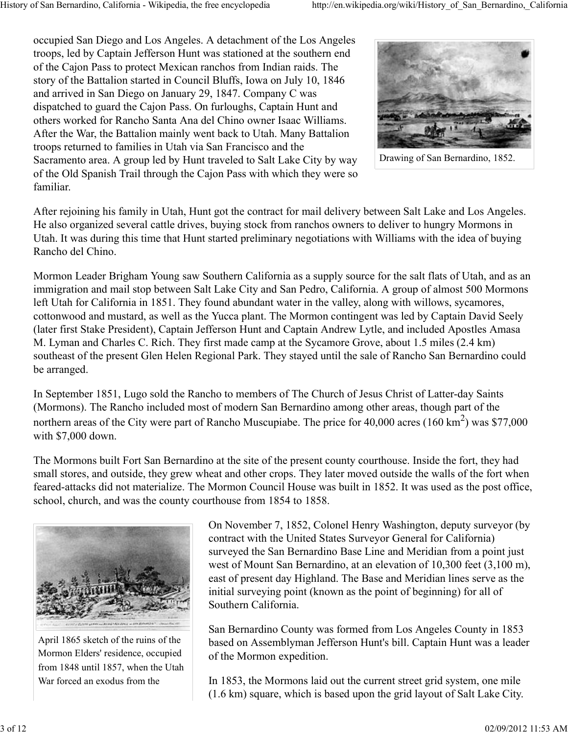occupied San Diego and Los Angeles. A detachment of the Los Angeles troops, led by Captain Jefferson Hunt was stationed at the southern end of the Cajon Pass to protect Mexican ranchos from Indian raids. The story of the Battalion started in Council Bluffs, Iowa on July 10, 1846 and arrived in San Diego on January 29, 1847. Company C was dispatched to guard the Cajon Pass. On furloughs, Captain Hunt and others worked for Rancho Santa Ana del Chino owner Isaac Williams. After the War, the Battalion mainly went back to Utah. Many Battalion troops returned to families in Utah via San Francisco and the Sacramento area. A group led by Hunt traveled to Salt Lake City by way of the Old Spanish Trail through the Cajon Pass with which they were so familiar.

Drawing of San Bernardino, 1852.

After rejoining his family in Utah, Hunt got the contract for mail delivery between Salt Lake and Los Angeles. He also organized several cattle drives, buying stock from ranchos owners to deliver to hungry Mormons in Utah. It was during this time that Hunt started preliminary negotiations with Williams with the idea of buying Rancho del Chino.

Mormon Leader Brigham Young saw Southern California as a supply source for the salt flats of Utah, and as an immigration and mail stop between Salt Lake City and San Pedro, California. A group of almost 500 Mormons left Utah for California in 1851. They found abundant water in the valley, along with willows, sycamores, cottonwood and mustard, as well as the Yucca plant. The Mormon contingent was led by Captain David Seely (later first Stake President), Captain Jefferson Hunt and Captain Andrew Lytle, and included Apostles Amasa M. Lyman and Charles C. Rich. They first made camp at the Sycamore Grove, about 1.5 miles (2.4 km) southeast of the present Glen Helen Regional Park. They stayed until the sale of Rancho San Bernardino could be arranged.

In September 1851, Lugo sold the Rancho to members of The Church of Jesus Christ of Latter-day Saints (Mormons). The Rancho included most of modern San Bernardino among other areas, though part of the northern areas of the City were part of Rancho Muscupiabe. The price for 40,000 acres (160 $km^2$) was $77,000 with $7,000 down.

The Mormons built Fort San Bernardino at the site of the present county courthouse. Inside the fort, they had small stores, and outside, they grew wheat and other crops. They later moved outside the walls of the fort when feared-attacks did not materialize. The Mormon Council House was built in 1852. It was used as the post office, school, church, and was the county courthouse from 1854 to 1858.

April 1865 sketch of the ruins of the Mormon Elders' residence, occupied from 1848 until 1857, when the Utah War forced an exodus from the

On November 7, 1852, Colonel Henry Washington, deputy surveyor (by contract with the United States Surveyor General for California) surveyed the San Bernardino Base Line and Meridian from a point just west of Mount San Bernardino, at an elevation of 10,300 feet (3,100 m), east of present day Highland. The Base and Meridian lines serve as the initial surveying point (known as the point of beginning) for all of Southern California.

San Bernardino County was formed from Los Angeles County in 1853 based on Assemblyman Jefferson Hunt's bill. Captain Hunt was a leader of the Mormon expedition.

In 1853, the Mormons laid out the current street grid system, one mile (1.6 km) square, which is based upon the grid layout of Salt Lake City.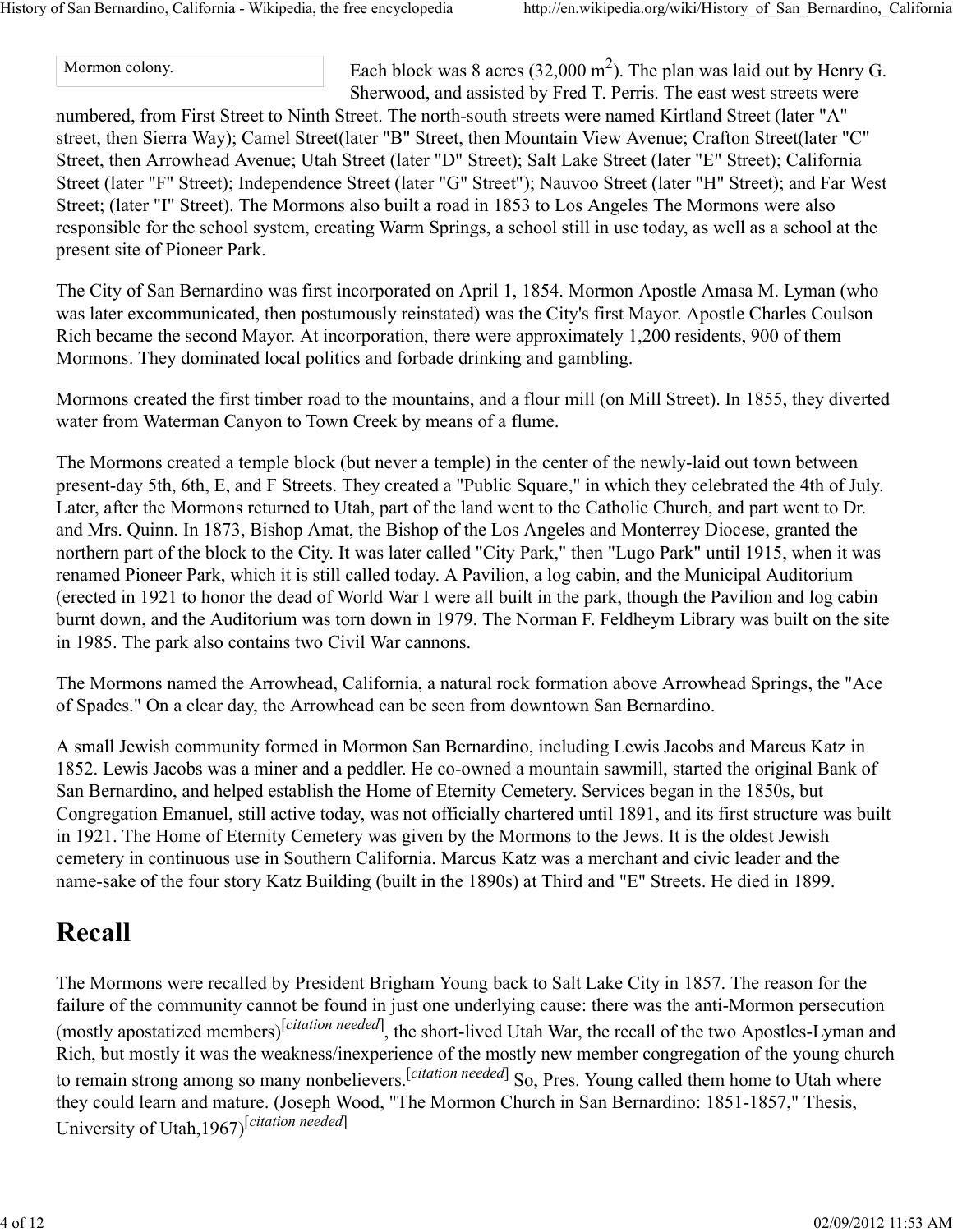Mormon colony.

Each block was 8 acres (32,000 $m^2$). The plan was laid out by Henry G. Sherwood, and assisted by Fred T. Perris. The east west streets were numbered, from First Street to Ninth Street. The north-south streets were named Kirtland Street (later "A" street, then Sierra Way); Camel Street(later "B" Street, then Mountain View Avenue; Crafton Street(later "C" Street, then Arrowhead Avenue; Utah Street (later "D" Street); Salt Lake Street (later "E" Street); California Street (later "F" Street); Independence Street (later "G" Street"); Nauvoo Street (later "H" Street); and Far West Street; (later "I" Street). The Mormons also built a road in 1853 to Los Angeles The Mormons were also responsible for the school system, creating Warm Springs, a school still in use today, as well as a school at the present site of Pioneer Park.

The City of San Bernardino was first incorporated on April 1, 1854. Mormon Apostle Amasa M. Lyman (who was later excommunicated, then postumously reinstated) was the City's first Mayor. Apostle Charles Coulson Rich became the second Mayor. At incorporation, there were approximately 1,200 residents, 900 of them Mormons. They dominated local politics and forbade drinking and gambling.

Mormons created the first timber road to the mountains, and a flour mill (on Mill Street). In 1855, they diverted water from Waterman Canyon to Town Creek by means of a flume.

The Mormons created a temple block (but never a temple) in the center of the newly-laid out town between present-day 5th, 6th, E, and F Streets. They created a "Public Square," in which they celebrated the 4th of July. Later, after the Mormons returned to Utah, part of the land went to the Catholic Church, and part went to Dr. and Mrs. Quinn. In 1873, Bishop Amat, the Bishop of the Los Angeles and Monterrey Diocese, granted the northern part of the block to the City. It was later called "City Park," then "Lugo Park" until 1915, when it was renamed Pioneer Park, which it is still called today. A Pavilion, a log cabin, and the Municipal Auditorium (erected in 1921 to honor the dead of World War I were all built in the park, though the Pavilion and log cabin burnt down, and the Auditorium was torn down in 1979. The Norman F. Feldheym Library was built on the site in 1985. The park also contains two Civil War cannons.

The Mormons named the Arrowhead, California, a natural rock formation above Arrowhead Springs, the "Ace of Spades." On a clear day, the Arrowhead can be seen from downtown San Bernardino.

A small Jewish community formed in Mormon San Bernardino, including Lewis Jacobs and Marcus Katz in 1852. Lewis Jacobs was a miner and a peddler. He co-owned a mountain sawmill, started the original Bank of San Bernardino, and helped establish the Home of Eternity Cemetery. Services began in the 1850s, but Congregation Emanuel, still active today, was not officially chartered until 1891, and its first structure was built in 1921. The Home of Eternity Cemetery was given by the Mormons to the Jews. It is the oldest Jewish cemetery in continuous use in Southern California. Marcus Katz was a merchant and civic leader and the name-sake of the four story Katz Building (built in the 1890s) at Third and "E" Streets. He died in 1899.

# Recall

The Mormons were recalled by President Brigham Young back to Salt Lake City in 1857. The reason for the failure of the community cannot be found in just one underlying cause: there was the anti-Mormon persecution (mostly apostatized members)[*citation needed*], the short-lived Utah War, the recall of the two Apostles-Lyman and Rich, but mostly it was the weakness/inexperience of the mostly new member congregation of the young church to remain strong among so many nonbelievers.[*citation needed*] So, Pres. Young called them home to Utah where they could learn and mature. (Joseph Wood, "The Mormon Church in San Bernardino: 1851-1857," Thesis, University of Utah,1967)[*citation needed*]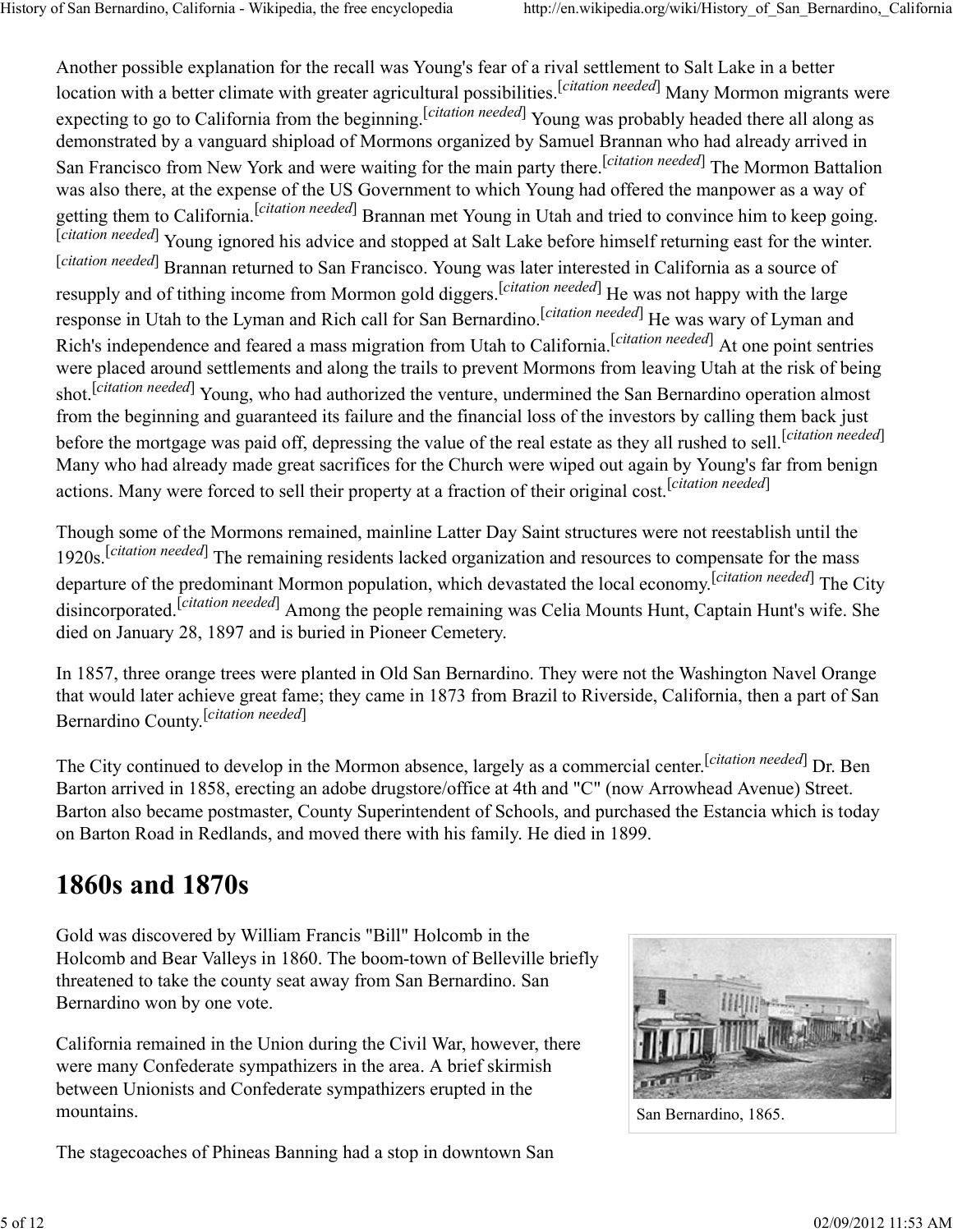Another possible explanation for the recall was Young's fear of a rival settlement to Salt Lake in a better location with a better climate with greater agricultural possibilities.[citation needed] Many Mormon migrants were expecting to go to California from the beginning.[citation needed] Young was probably headed there all along as demonstrated by a vanguard shipload of Mormons organized by Samuel Brannan who had already arrived in San Francisco from New York and were waiting for the main party there.[citation needed] The Mormon Battalion was also there, at the expense of the US Government to which Young had offered the manpower as a way of getting them to California.[citation needed] Brannan met Young in Utah and tried to convince him to keep going.[citation needed] Young ignored his advice and stopped at Salt Lake before himself returning east for the winter.[citation needed] Brannan returned to San Francisco. Young was later interested in California as a source of resupply and of tithing income from Mormon gold diggers.[citation needed] He was not happy with the large response in Utah to the Lyman and Rich call for San Bernardino.[citation needed] He was wary of Lyman and Rich's independence and feared a mass migration from Utah to California.[citation needed] At one point sentries were placed around settlements and along the trails to prevent Mormons from leaving Utah at the risk of being shot.[citation needed] Young, who had authorized the venture, undermined the San Bernardino operation almost from the beginning and guaranteed its failure and the financial loss of the investors by calling them back just before the mortgage was paid off, depressing the value of the real estate as they all rushed to sell.[citation needed] Many who had already made great sacrifices for the Church were wiped out again by Young's far from benign actions. Many were forced to sell their property at a fraction of their original cost.[citation needed]

Though some of the Mormons remained, mainline Latter Day Saint structures were not reestablish until the 1920s.[citation needed] The remaining residents lacked organization and resources to compensate for the mass departure of the predominant Mormon population, which devastated the local economy.[citation needed] The City disincorporated.[citation needed] Among the people remaining was Celia Mounts Hunt, Captain Hunt's wife. She died on January 28, 1897 and is buried in Pioneer Cemetery.

In 1857, three orange trees were planted in Old San Bernardino. They were not the Washington Navel Orange that would later achieve great fame; they came in 1873 from Brazil to Riverside, California, then a part of San Bernardino County.[citation needed]

The City continued to develop in the Mormon absence, largely as a commercial center.[citation needed] Dr. Ben Barton arrived in 1858, erecting an adobe drugstore/office at 4th and "C" (now Arrowhead Avenue) Street. Barton also became postmaster, County Superintendent of Schools, and purchased the Estancia which is today on Barton Road in Redlands, and moved there with his family. He died in 1899.

# 1860s and 1870s

Gold was discovered by William Francis "Bill" Holcomb in the Holcomb and Bear Valleys in 1860. The boom-town of Belleville briefly threatened to take the county seat away from San Bernardino. San Bernardino won by one vote.

San Bernardino, 1865.

California remained in the Union during the Civil War, however, there were many Confederate sympathizers in the area. A brief skirmish between Unionists and Confederate sympathizers erupted in the mountains.

The stagecoaches of Phineas Banning had a stop in downtown San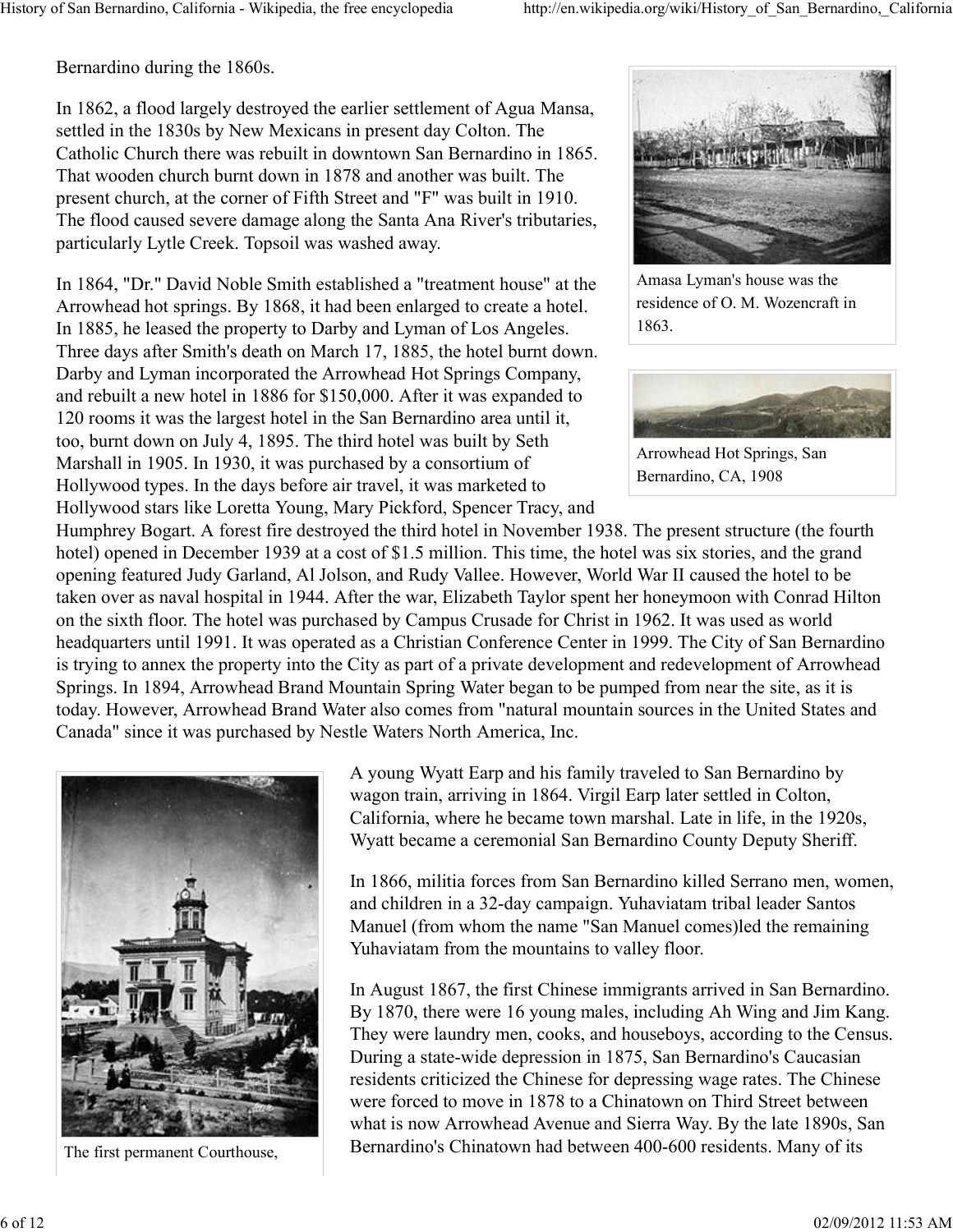Bernardino during the 1860s.

In 1862, a flood largely destroyed the earlier settlement of Agua Mansa, settled in the 1830s by New Mexicans in present day Colton. The Catholic Church there was rebuilt in downtown San Bernardino in 1865. That wooden church burnt down in 1878 and another was built. The present church, at the corner of Fifth Street and "F" was built in 1910. The flood caused severe damage along the Santa Ana River's tributaries, particularly Lytle Creek. Topsoil was washed away.

Amasa Lyman's house was the residence of O. M. Wozencraft in 1863.

Arrowhead Hot Springs, San Bernardino, CA, 1908

In 1864, "Dr." David Noble Smith established a "treatment house" at the Arrowhead hot springs. By 1868, it had been enlarged to create a hotel. In 1885, he leased the property to Darby and Lyman of Los Angeles. Three days after Smith's death on March 17, 1885, the hotel burnt down. Darby and Lyman incorporated the Arrowhead Hot Springs Company, and rebuilt a new hotel in 1886 for $150,000. After it was expanded to 120 rooms it was the largest hotel in the San Bernardino area until it, too, burnt down on July 4, 1895. The third hotel was built by Seth Marshall in 1905. In 1930, it was purchased by a consortium of Hollywood types. In the days before air travel, it was marketed to Hollywood stars like Loretta Young, Mary Pickford, Spencer Tracy, and Humphrey Bogart. A forest fire destroyed the third hotel in November 1938. The present structure (the fourth hotel) opened in December 1939 at a cost of $1.5 million. This time, the hotel was six stories, and the grand opening featured Judy Garland, Al Jolson, and Rudy Vallee. However, World War II caused the hotel to be taken over as naval hospital in 1944. After the war, Elizabeth Taylor spent her honeymoon with Conrad Hilton on the sixth floor. The hotel was purchased by Campus Crusade for Christ in 1962. It was used as world headquarters until 1991. It was operated as a Christian Conference Center in 1999. The City of San Bernardino is trying to annex the property into the City as part of a private development and redevelopment of Arrowhead Springs. In 1894, Arrowhead Brand Mountain Spring Water began to be pumped from near the site, as it is today. However, Arrowhead Brand Water also comes from "natural mountain sources in the United States and Canada" since it was purchased by Nestle Waters North America, Inc.

The first permanent Courthouse,

A young Wyatt Earp and his family traveled to San Bernardino by wagon train, arriving in 1864. Virgil Earp later settled in Colton, California, where he became town marshal. Late in life, in the 1920s, Wyatt became a ceremonial San Bernardino County Deputy Sheriff.

In 1866, militia forces from San Bernardino killed Serrano men, women, and children in a 32-day campaign. Yuhaviatam tribal leader Santos Manuel (from whom the name "San Manuel comes)led the remaining Yuhaviatam from the mountains to valley floor.

In August 1867, the first Chinese immigrants arrived in San Bernardino. By 1870, there were 16 young males, including Ah Wing and Jim Kang. They were laundry men, cooks, and houseboys, according to the Census. During a state-wide depression in 1875, San Bernardino's Caucasian residents criticized the Chinese for depressing wage rates. The Chinese were forced to move in 1878 to a Chinatown on Third Street between what is now Arrowhead Avenue and Sierra Way. By the late 1890s, San Bernardino's Chinatown had between 400-600 residents. Many of its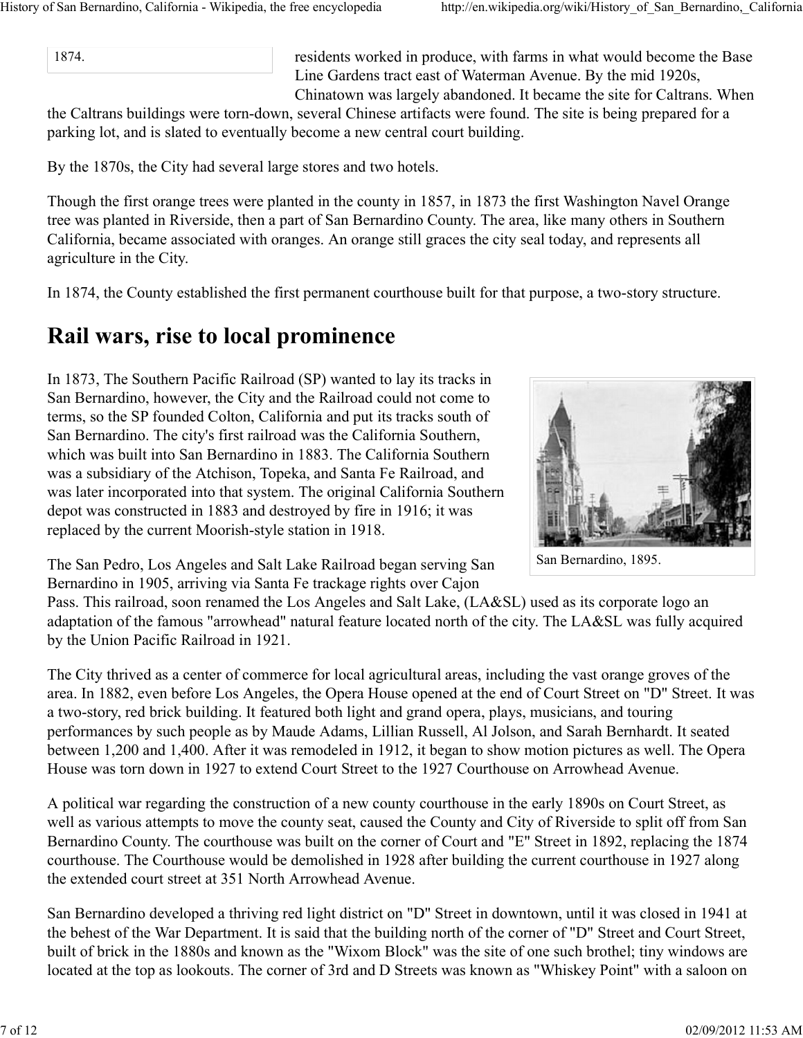1874.

residents worked in produce, with farms in what would become the Base Line Gardens tract east of Waterman Avenue. By the mid 1920s, Chinatown was largely abandoned. It became the site for Caltrans. When the Caltrans buildings were torn-down, several Chinese artifacts were found. The site is being prepared for a parking lot, and is slated to eventually become a new central court building.

By the 1870s, the City had several large stores and two hotels.

Though the first orange trees were planted in the county in 1857, in 1873 the first Washington Navel Orange tree was planted in Riverside, then a part of San Bernardino County. The area, like many others in Southern California, became associated with oranges. An orange still graces the city seal today, and represents all agriculture in the City.

In 1874, the County established the first permanent courthouse built for that purpose, a two-story structure.

# Rail wars, rise to local prominence

In 1873, The Southern Pacific Railroad (SP) wanted to lay its tracks in San Bernardino, however, the City and the Railroad could not come to terms, so the SP founded Colton, California and put its tracks south of San Bernardino. The city's first railroad was the California Southern, which was built into San Bernardino in 1883. The California Southern was a subsidiary of the Atchison, Topeka, and Santa Fe Railroad, and was later incorporated into that system. The original California Southern depot was constructed in 1883 and destroyed by fire in 1916; it was replaced by the current Moorish-style station in 1918.

San Bernardino, 1895.

The San Pedro, Los Angeles and Salt Lake Railroad began serving San Bernardino in 1905, arriving via Santa Fe trackage rights over Cajon Pass. This railroad, soon renamed the Los Angeles and Salt Lake, (LA&SL) used as its corporate logo an adaptation of the famous "arrowhead" natural feature located north of the city. The LA&SL was fully acquired by the Union Pacific Railroad in 1921.

The City thrived as a center of commerce for local agricultural areas, including the vast orange groves of the area. In 1882, even before Los Angeles, the Opera House opened at the end of Court Street on "D" Street. It was a two-story, red brick building. It featured both light and grand opera, plays, musicians, and touring performances by such people as by Maude Adams, Lillian Russell, Al Jolson, and Sarah Bernhardt. It seated between 1,200 and 1,400. After it was remodeled in 1912, it began to show motion pictures as well. The Opera House was torn down in 1927 to extend Court Street to the 1927 Courthouse on Arrowhead Avenue.

A political war regarding the construction of a new county courthouse in the early 1890s on Court Street, as well as various attempts to move the county seat, caused the County and City of Riverside to split off from San Bernardino County. The courthouse was built on the corner of Court and "E" Street in 1892, replacing the 1874 courthouse. The Courthouse would be demolished in 1928 after building the current courthouse in 1927 along the extended court street at 351 North Arrowhead Avenue.

San Bernardino developed a thriving red light district on "D" Street in downtown, until it was closed in 1941 at the behest of the War Department. It is said that the building north of the corner of "D" Street and Court Street, built of brick in the 1880s and known as the "Wixom Block" was the site of one such brothel; tiny windows are located at the top as lookouts. The corner of 3rd and D Streets was known as "Whiskey Point" with a saloon on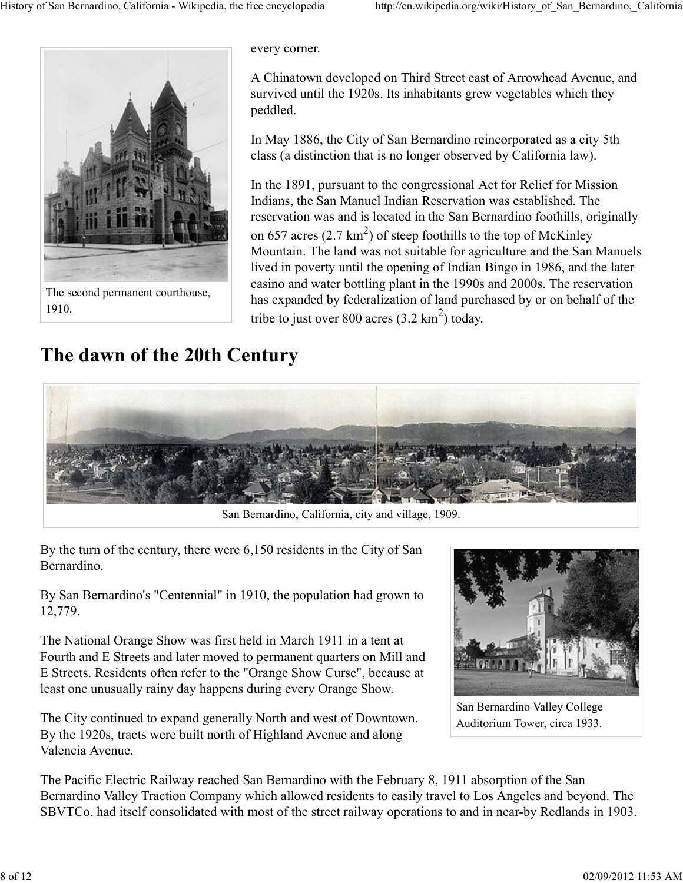every corner.

A Chinatown developed on Third Street east of Arrowhead Avenue, and survived until the 1920s. Its inhabitants grew vegetables which they peddled.

In May 1886, the City of San Bernardino reincorporated as a city 5th class (a distinction that is no longer observed by California law).

In the 1891, pursuant to the congressional Act for Relief for Mission Indians, the San Manuel Indian Reservation was established. The reservation was and is located in the San Bernardino foothills, originally on 657 acres (2.7 $km^2$) of steep foothills to the top of McKinley Mountain. The land was not suitable for agriculture and the San Manuels lived in poverty until the opening of Indian Bingo in 1986, and the later casino and water bottling plant in the 1990s and 2000s. The reservation has expanded by federalization of land purchased by or on behalf of the tribe to just over 800 acres (3.2 $km^2$) today.

The second permanent courthouse, 1910.

# The dawn of the 20th Century

San Bernardino, California, city and village, 1909.

By the turn of the century, there were 6,150 residents in the City of San Bernardino.

By San Bernardino's "Centennial" in 1910, the population had grown to 12,779.

The National Orange Show was first held in March 1911 in a tent at Fourth and E Streets and later moved to permanent quarters on Mill and E Streets. Residents often refer to the "Orange Show Curse", because at least one unusually rainy day happens during every Orange Show.

The City continued to expand generally North and west of Downtown. By the 1920s, tracts were built north of Highland Avenue and along Valencia Avenue.

San Bernardino Valley College Auditorium Tower, circa 1933.

The Pacific Electric Railway reached San Bernardino with the February 8, 1911 absorption of the San Bernardino Valley Traction Company which allowed residents to easily travel to Los Angeles and beyond. The SBVTCo. had itself consolidated with most of the street railway operations to and in near-by Redlands in 1903.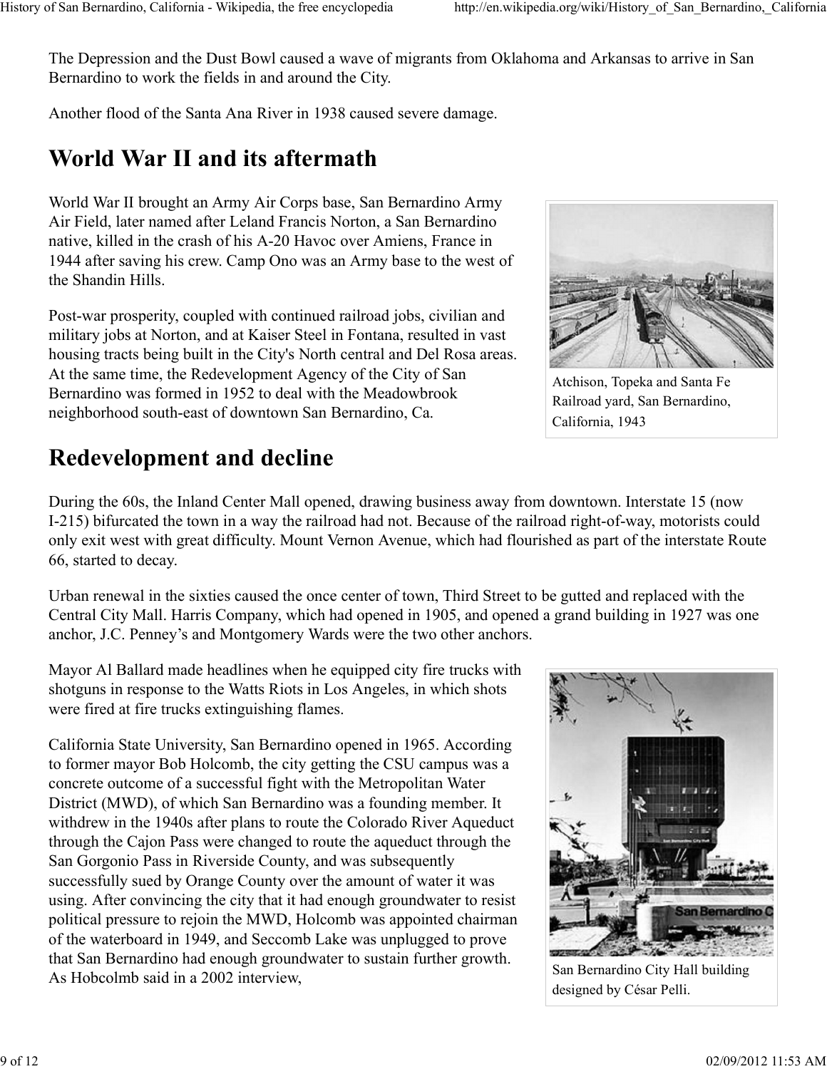The Depression and the Dust Bowl caused a wave of migrants from Oklahoma and Arkansas to arrive in San Bernardino to work the fields in and around the City.

Another flood of the Santa Ana River in 1938 caused severe damage.

# World War II and its aftermath

World War II brought an Army Air Corps base, San Bernardino Army Air Field, later named after Leland Francis Norton, a San Bernardino native, killed in the crash of his A-20 Havoc over Amiens, France in 1944 after saving his crew. Camp Ono was an Army base to the west of the Shandin Hills.

Atchison, Topeka and Santa Fe Railroad yard, San Bernardino, California, 1943

Post-war prosperity, coupled with continued railroad jobs, civilian and military jobs at Norton, and at Kaiser Steel in Fontana, resulted in vast housing tracts being built in the City's North central and Del Rosa areas. At the same time, the Redevelopment Agency of the City of San Bernardino was formed in 1952 to deal with the Meadowbrook neighborhood south-east of downtown San Bernardino, Ca.

# Redevelopment and decline

During the 60s, the Inland Center Mall opened, drawing business away from downtown. Interstate 15 (now I-215) bifurcated the town in a way the railroad had not. Because of the railroad right-of-way, motorists could only exit west with great difficulty. Mount Vernon Avenue, which had flourished as part of the interstate Route 66, started to decay.

Urban renewal in the sixties caused the once center of town, Third Street to be gutted and replaced with the Central City Mall. Harris Company, which had opened in 1905, and opened a grand building in 1927 was one anchor, J.C. Penney's and Montgomery Wards were the two other anchors.

Mayor Al Ballard made headlines when he equipped city fire trucks with shotguns in response to the Watts Riots in Los Angeles, in which shots were fired at fire trucks extinguishing flames.

California State University, San Bernardino opened in 1965. According to former mayor Bob Holcomb, the city getting the CSU campus was a concrete outcome of a successful fight with the Metropolitan Water District (MWD), of which San Bernardino was a founding member. It withdrew in the 1940s after plans to route the Colorado River Aqueduct through the Cajon Pass were changed to route the aqueduct through the San Gorgonio Pass in Riverside County, and was subsequently successfully sued by Orange County over the amount of water it was using. After convincing the city that it had enough groundwater to resist political pressure to rejoin the MWD, Holcomb was appointed chairman of the waterboard in 1949, and Seccomb Lake was unplugged to prove that San Bernardino had enough groundwater to sustain further growth. As Hobcolmb said in a 2002 interview,

San Bernardino City Hall building designed by César Pelli.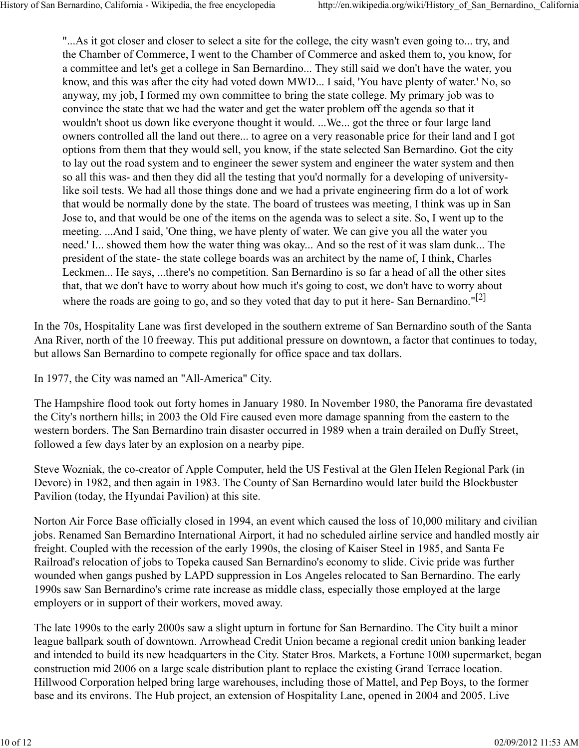> "...As it got closer and closer to select a site for the college, the city wasn't even going to... try, and the Chamber of Commerce, I went to the Chamber of Commerce and asked them to, you know, for a committee and let's get a college in San Bernardino... They still said we don't have the water, you know, and this was after the city had voted down MWD... I said, 'You have plenty of water.' No, so anyway, my job, I formed my own committee to bring the state college. My primary job was to convince the state that we had the water and get the water problem off the agenda so that it wouldn't shoot us down like everyone thought it would. ...We... got the three or four large land owners controlled all the land out there... to agree on a very reasonable price for their land and I got options from them that they would sell, you know, if the state selected San Bernardino. Got the city to lay out the road system and to engineer the sewer system and engineer the water system and then so all this was- and then they did all the testing that you'd normally for a developing of university-like soil tests. We had all those things done and we had a private engineering firm do a lot of work that would be normally done by the state. The board of trustees was meeting, I think was up in San Jose to, and that would be one of the items on the agenda was to select a site. So, I went up to the meeting. ...And I said, 'One thing, we have plenty of water. We can give you all the water you need.' I... showed them how the water thing was okay... And so the rest of it was slam dunk... The president of the state- the state college boards was an architect by the name of, I think, Charles Leckmen... He says, ...there's no competition. San Bernardino is so far a head of all the other sites that, that we don't have to worry about how much it's going to cost, we don't have to worry about where the roads are going to go, and so they voted that day to put it here- San Bernardino."[2]

In the 70s, Hospitality Lane was first developed in the southern extreme of San Bernardino south of the Santa Ana River, north of the 10 freeway. This put additional pressure on downtown, a factor that continues to today, but allows San Bernardino to compete regionally for office space and tax dollars.

In 1977, the City was named an "All-America" City.

The Hampshire flood took out forty homes in January 1980. In November 1980, the Panorama fire devastated the City's northern hills; in 2003 the Old Fire caused even more damage spanning from the eastern to the western borders. The San Bernardino train disaster occurred in 1989 when a train derailed on Duffy Street, followed a few days later by an explosion on a nearby pipe.

Steve Wozniak, the co-creator of Apple Computer, held the US Festival at the Glen Helen Regional Park (in Devore) in 1982, and then again in 1983. The County of San Bernardino would later build the Blockbuster Pavilion (today, the Hyundai Pavilion) at this site.

Norton Air Force Base officially closed in 1994, an event which caused the loss of 10,000 military and civilian jobs. Renamed San Bernardino International Airport, it had no scheduled airline service and handled mostly air freight. Coupled with the recession of the early 1990s, the closing of Kaiser Steel in 1985, and Santa Fe Railroad's relocation of jobs to Topeka caused San Bernardino's economy to slide. Civic pride was further wounded when gangs pushed by LAPD suppression in Los Angeles relocated to San Bernardino. The early 1990s saw San Bernardino's crime rate increase as middle class, especially those employed at the large employers or in support of their workers, moved away.

The late 1990s to the early 2000s saw a slight upturn in fortune for San Bernardino. The City built a minor league ballpark south of downtown. Arrowhead Credit Union became a regional credit union banking leader and intended to build its new headquarters in the City. Stater Bros. Markets, a Fortune 1000 supermarket, began construction mid 2006 on a large scale distribution plant to replace the existing Grand Terrace location. Hillwood Corporation helped bring large warehouses, including those of Mattel, and Pep Boys, to the former base and its environs. The Hub project, an extension of Hospitality Lane, opened in 2004 and 2005. Live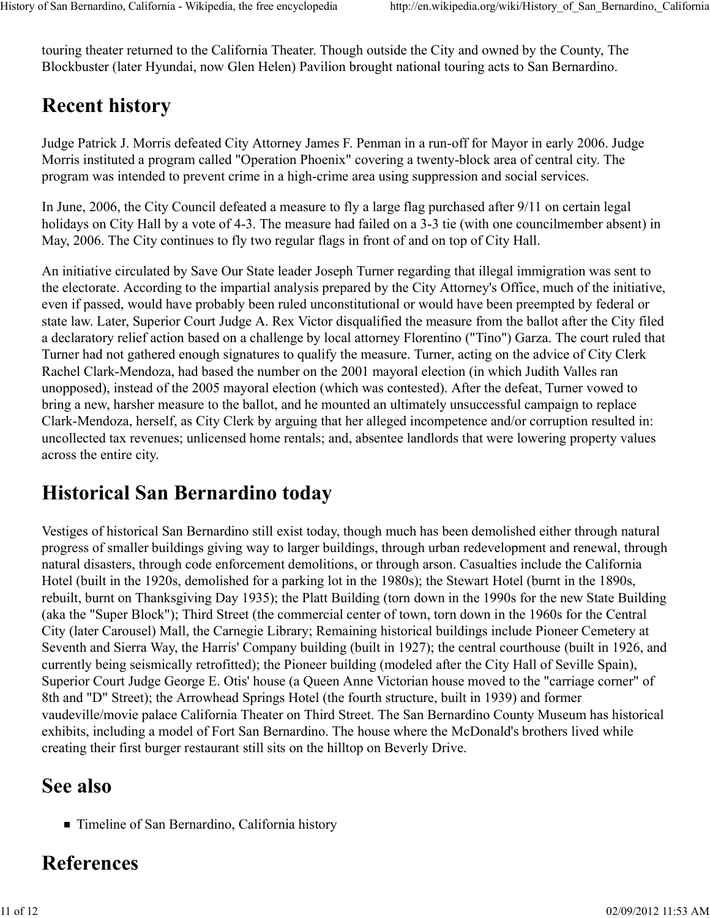touring theater returned to the California Theater. Though outside the City and owned by the County, The Blockbuster (later Hyundai, now Glen Helen) Pavilion brought national touring acts to San Bernardino.

## Recent history

Judge Patrick J. Morris defeated City Attorney James F. Penman in a run-off for Mayor in early 2006. Judge Morris instituted a program called "Operation Phoenix" covering a twenty-block area of central city. The program was intended to prevent crime in a high-crime area using suppression and social services.

In June, 2006, the City Council defeated a measure to fly a large flag purchased after 9/11 on certain legal holidays on City Hall by a vote of 4-3. The measure had failed on a 3-3 tie (with one councilmember absent) in May, 2006. The City continues to fly two regular flags in front of and on top of City Hall.

An initiative circulated by Save Our State leader Joseph Turner regarding that illegal immigration was sent to the electorate. According to the impartial analysis prepared by the City Attorney's Office, much of the initiative, even if passed, would have probably been ruled unconstitutional or would have been preempted by federal or state law. Later, Superior Court Judge A. Rex Victor disqualified the measure from the ballot after the City filed a declaratory relief action based on a challenge by local attorney Florentino ("Tino") Garza. The court ruled that Turner had not gathered enough signatures to qualify the measure. Turner, acting on the advice of City Clerk Rachel Clark-Mendoza, had based the number on the 2001 mayoral election (in which Judith Valles ran unopposed), instead of the 2005 mayoral election (which was contested). After the defeat, Turner vowed to bring a new, harsher measure to the ballot, and he mounted an ultimately unsuccessful campaign to replace Clark-Mendoza, herself, as City Clerk by arguing that her alleged incompetence and/or corruption resulted in: uncollected tax revenues; unlicensed home rentals; and, absentee landlords that were lowering property values across the entire city.

## Historical San Bernardino today

Vestiges of historical San Bernardino still exist today, though much has been demolished either through natural progress of smaller buildings giving way to larger buildings, through urban redevelopment and renewal, through natural disasters, through code enforcement demolitions, or through arson. Casualties include the California Hotel (built in the 1920s, demolished for a parking lot in the 1980s); the Stewart Hotel (burnt in the 1890s, rebuilt, burnt on Thanksgiving Day 1935); the Platt Building (torn down in the 1990s for the new State Building (aka the "Super Block"); Third Street (the commercial center of town, torn down in the 1960s for the Central City (later Carousel) Mall, the Carnegie Library; Remaining historical buildings include Pioneer Cemetery at Seventh and Sierra Way, the Harris' Company building (built in 1927); the central courthouse (built in 1926, and currently being seismically retrofitted); the Pioneer building (modeled after the City Hall of Seville Spain), Superior Court Judge George E. Otis' house (a Queen Anne Victorian house moved to the "carriage corner" of 8th and "D" Street); the Arrowhead Springs Hotel (the fourth structure, built in 1939) and former vaudeville/movie palace California Theater on Third Street. The San Bernardino County Museum has historical exhibits, including a model of Fort San Bernardino. The house where the McDonald's brothers lived while creating their first burger restaurant still sits on the hilltop on Beverly Drive.

## See also

- Timeline of San Bernardino, California history

## References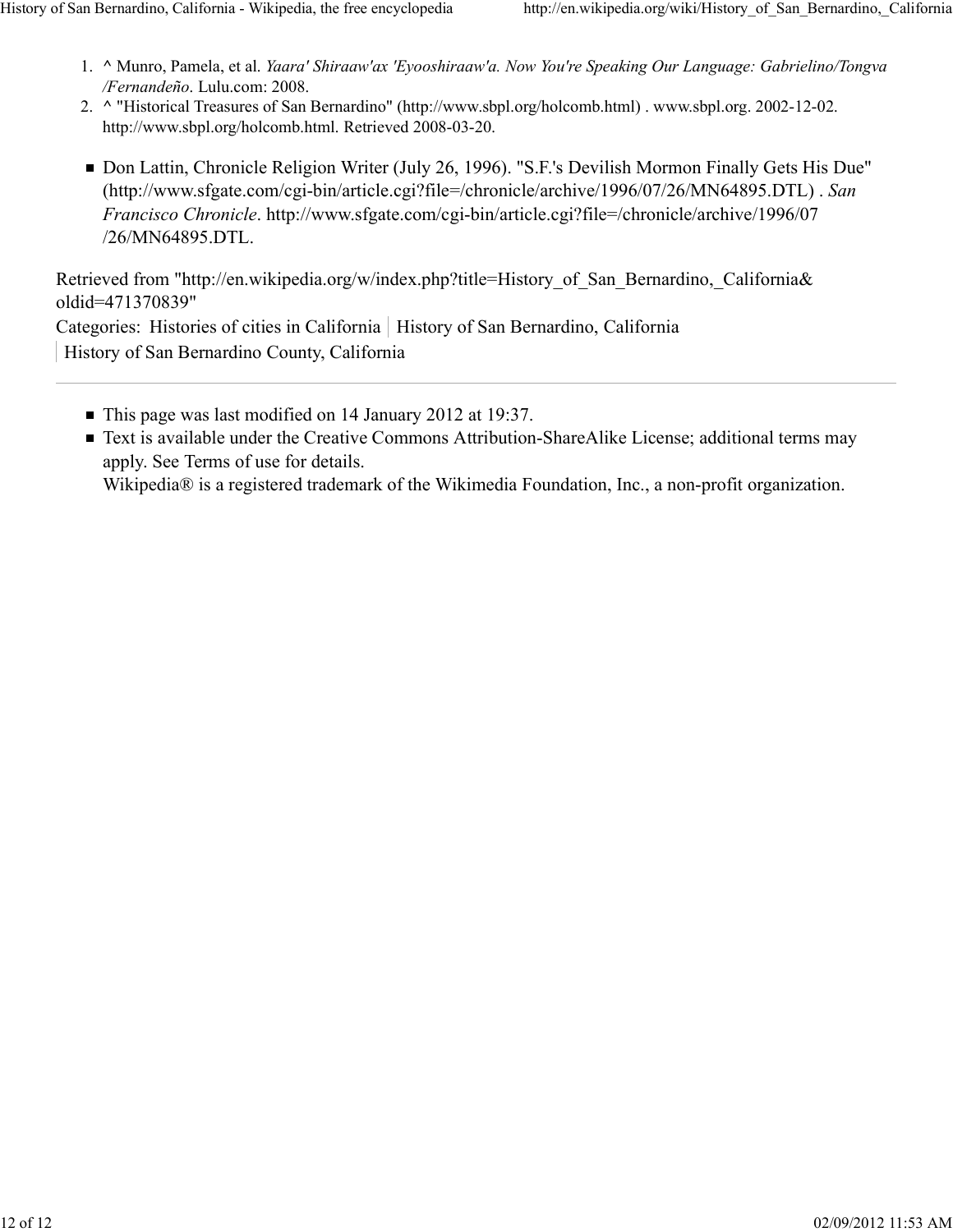1. ^ Munro, Pamela, et al. *Yaara' Shiraaw'ax 'Eyooshiraaw'a. Now You're Speaking Our Language: Gabrielino/Tongva /Fernandeño*. Lulu.com: 2008.
2. ^ "Historical Treasures of San Bernardino" (http://www.sbpl.org/holcomb.html) . www.sbpl.org. 2002-12-02. http://www.sbpl.org/holcomb.html. Retrieved 2008-03-20.

- Don Lattin, Chronicle Religion Writer (July 26, 1996). "S.F.'s Devilish Mormon Finally Gets His Due" (http://www.sfgate.com/cgi-bin/article.cgi?file=/chronicle/archive/1996/07/26/MN64895.DTL) . *San Francisco Chronicle*. http://www.sfgate.com/cgi-bin/article.cgi?file=/chronicle/archive/1996/07/26/MN64895.DTL.

Retrieved from "http://en.wikipedia.org/w/index.php?title=History_of_San_Bernardino,_California&oldid=471370839"

Categories: Histories of cities in California | History of San Bernardino, California | History of San Bernardino County, California

---

- This page was last modified on 14 January 2012 at 19:37.
- Text is available under the Creative Commons Attribution-ShareAlike License; additional terms may apply. See Terms of use for details.
  Wikipedia® is a registered trademark of the Wikimedia Foundation, Inc., a non-profit organization.